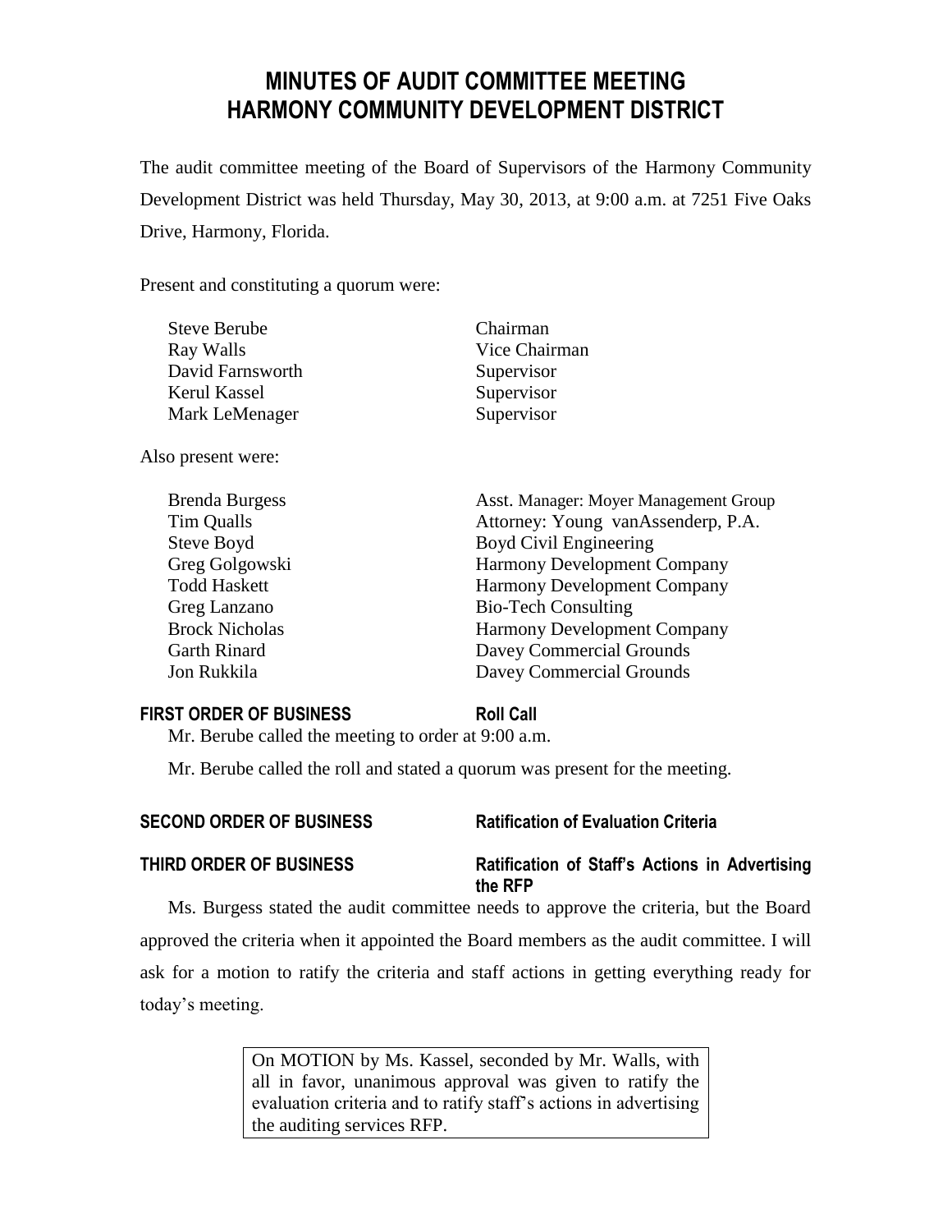# MINUTES OF AUDIT COMMITTEE MEETING
# HARMONY COMMUNITY DEVELOPMENT DISTRICT

The audit committee meeting of the Board of Supervisors of the Harmony Community Development District was held Thursday, May 30, 2013, at 9:00 a.m. at 7251 Five Oaks Drive, Harmony, Florida.

Present and constituting a quorum were:

| | |
|---|---|
| Steve Berube | Chairman |
| Ray Walls | Vice Chairman |
| David Farnsworth | Supervisor |
| Kerul Kassel | Supervisor |
| Mark LeMenager | Supervisor |

Also present were:

| | |
|---|---|
| Brenda Burgess | Asst. Manager: Moyer Management Group |
| Tim Qualls | Attorney: Young vanAssenderp, P.A. |
| Steve Boyd | Boyd Civil Engineering |
| Greg Golgowski | Harmony Development Company |
| Todd Haskett | Harmony Development Company |
| Greg Lanzano | Bio-Tech Consulting |
| Brock Nicholas | Harmony Development Company |
| Garth Rinard | Davey Commercial Grounds |
| Jon Rukkila | Davey Commercial Grounds |

**FIRST ORDER OF BUSINESS** **Roll Call**

Mr. Berube called the meeting to order at 9:00 a.m.

Mr. Berube called the roll and stated a quorum was present for the meeting.

**SECOND ORDER OF BUSINESS** **Ratification of Evaluation Criteria**

**THIRD ORDER OF BUSINESS** **Ratification of Staff's Actions in Advertising the RFP**

Ms. Burgess stated the audit committee needs to approve the criteria, but the Board approved the criteria when it appointed the Board members as the audit committee. I will ask for a motion to ratify the criteria and staff actions in getting everything ready for today's meeting.

> On MOTION by Ms. Kassel, seconded by Mr. Walls, with all in favor, unanimous approval was given to ratify the evaluation criteria and to ratify staff's actions in advertising the auditing services RFP.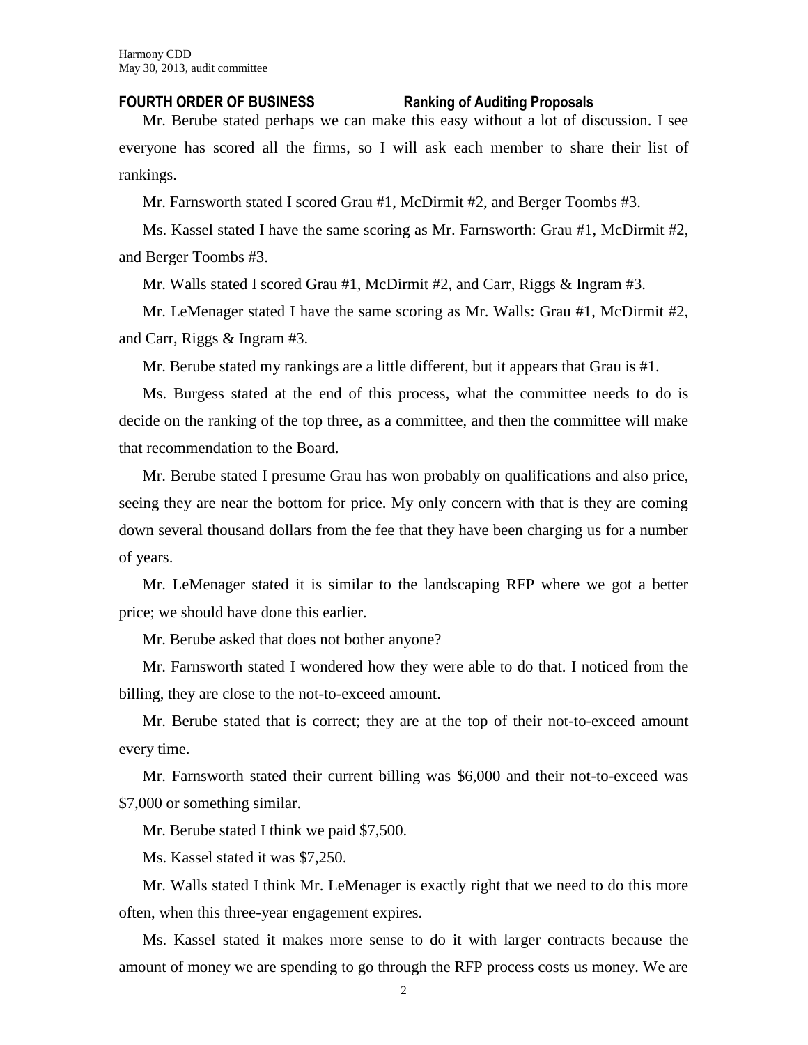**FOURTH ORDER OF BUSINESS Ranking of Auditing Proposals**

Mr. Berube stated perhaps we can make this easy without a lot of discussion. I see everyone has scored all the firms, so I will ask each member to share their list of rankings.

Mr. Farnsworth stated I scored Grau #1, McDirmit #2, and Berger Toombs #3.

Ms. Kassel stated I have the same scoring as Mr. Farnsworth: Grau #1, McDirmit #2, and Berger Toombs #3.

Mr. Walls stated I scored Grau #1, McDirmit #2, and Carr, Riggs & Ingram #3.

Mr. LeMenager stated I have the same scoring as Mr. Walls: Grau #1, McDirmit #2, and Carr, Riggs & Ingram #3.

Mr. Berube stated my rankings are a little different, but it appears that Grau is #1.

Ms. Burgess stated at the end of this process, what the committee needs to do is decide on the ranking of the top three, as a committee, and then the committee will make that recommendation to the Board.

Mr. Berube stated I presume Grau has won probably on qualifications and also price, seeing they are near the bottom for price. My only concern with that is they are coming down several thousand dollars from the fee that they have been charging us for a number of years.

Mr. LeMenager stated it is similar to the landscaping RFP where we got a better price; we should have done this earlier.

Mr. Berube asked that does not bother anyone?

Mr. Farnsworth stated I wondered how they were able to do that. I noticed from the billing, they are close to the not-to-exceed amount.

Mr. Berube stated that is correct; they are at the top of their not-to-exceed amount every time.

Mr. Farnsworth stated their current billing was $6,000 and their not-to-exceed was $7,000 or something similar.

Mr. Berube stated I think we paid $7,500.

Ms. Kassel stated it was $7,250.

Mr. Walls stated I think Mr. LeMenager is exactly right that we need to do this more often, when this three-year engagement expires.

Ms. Kassel stated it makes more sense to do it with larger contracts because the amount of money we are spending to go through the RFP process costs us money. We are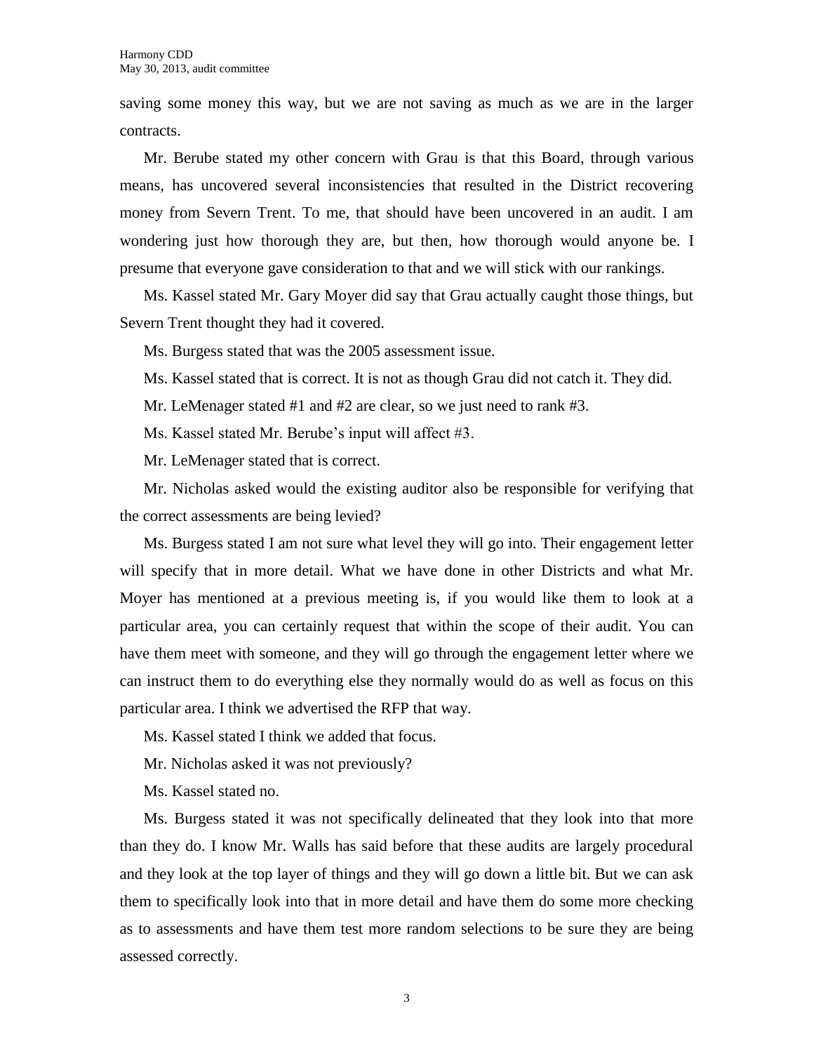saving some money this way, but we are not saving as much as we are in the larger contracts.

Mr. Berube stated my other concern with Grau is that this Board, through various means, has uncovered several inconsistencies that resulted in the District recovering money from Severn Trent. To me, that should have been uncovered in an audit. I am wondering just how thorough they are, but then, how thorough would anyone be. I presume that everyone gave consideration to that and we will stick with our rankings.

Ms. Kassel stated Mr. Gary Moyer did say that Grau actually caught those things, but Severn Trent thought they had it covered.

Ms. Burgess stated that was the 2005 assessment issue.

Ms. Kassel stated that is correct. It is not as though Grau did not catch it. They did.

Mr. LeMenager stated #1 and #2 are clear, so we just need to rank #3.

Ms. Kassel stated Mr. Berube's input will affect #3.

Mr. LeMenager stated that is correct.

Mr. Nicholas asked would the existing auditor also be responsible for verifying that the correct assessments are being levied?

Ms. Burgess stated I am not sure what level they will go into. Their engagement letter will specify that in more detail. What we have done in other Districts and what Mr. Moyer has mentioned at a previous meeting is, if you would like them to look at a particular area, you can certainly request that within the scope of their audit. You can have them meet with someone, and they will go through the engagement letter where we can instruct them to do everything else they normally would do as well as focus on this particular area. I think we advertised the RFP that way.

Ms. Kassel stated I think we added that focus.

Mr. Nicholas asked it was not previously?

Ms. Kassel stated no.

Ms. Burgess stated it was not specifically delineated that they look into that more than they do. I know Mr. Walls has said before that these audits are largely procedural and they look at the top layer of things and they will go down a little bit. But we can ask them to specifically look into that in more detail and have them do some more checking as to assessments and have them test more random selections to be sure they are being assessed correctly.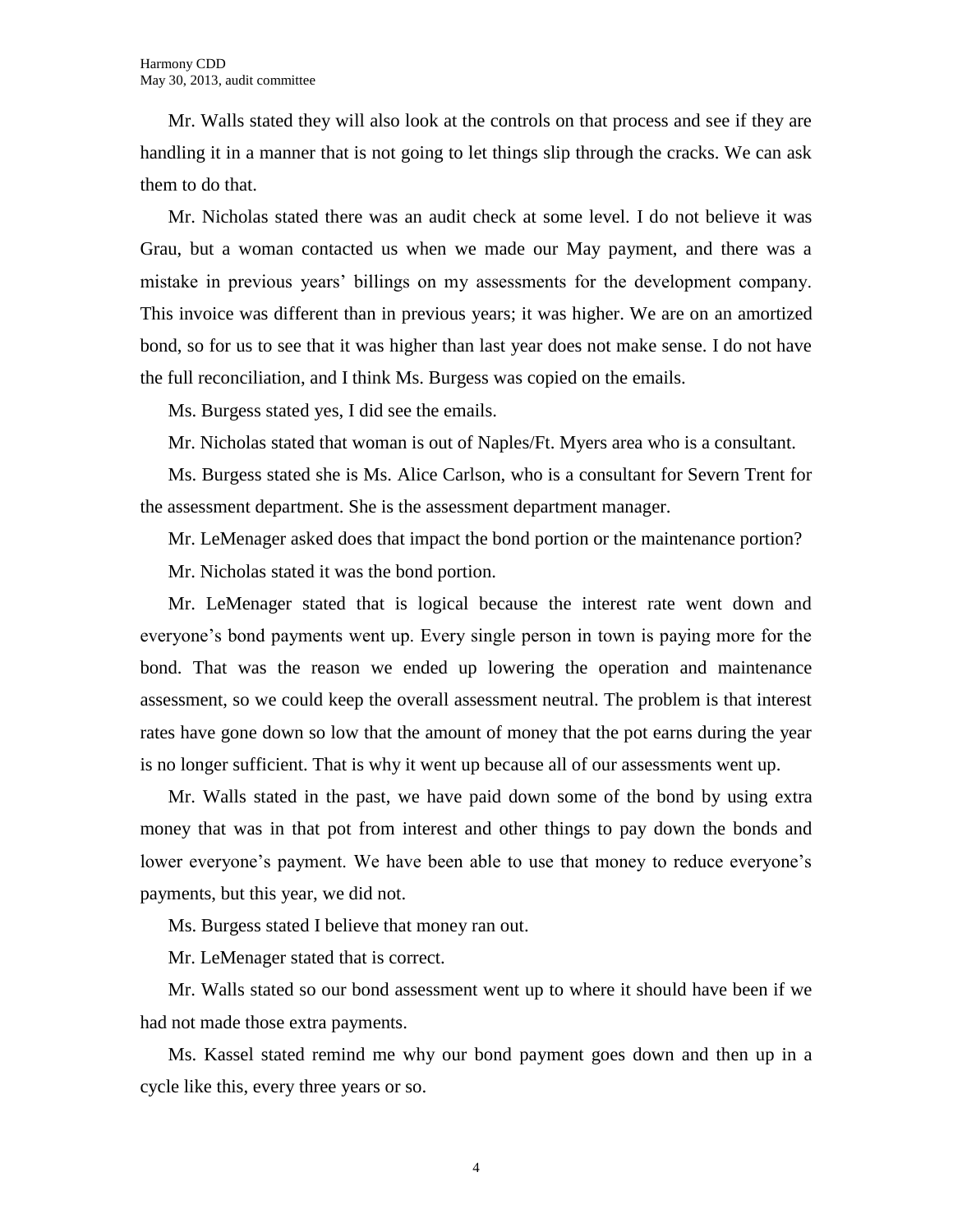Mr. Walls stated they will also look at the controls on that process and see if they are handling it in a manner that is not going to let things slip through the cracks. We can ask them to do that.

Mr. Nicholas stated there was an audit check at some level. I do not believe it was Grau, but a woman contacted us when we made our May payment, and there was a mistake in previous years' billings on my assessments for the development company. This invoice was different than in previous years; it was higher. We are on an amortized bond, so for us to see that it was higher than last year does not make sense. I do not have the full reconciliation, and I think Ms. Burgess was copied on the emails.

Ms. Burgess stated yes, I did see the emails.

Mr. Nicholas stated that woman is out of Naples/Ft. Myers area who is a consultant.

Ms. Burgess stated she is Ms. Alice Carlson, who is a consultant for Severn Trent for the assessment department. She is the assessment department manager.

Mr. LeMenager asked does that impact the bond portion or the maintenance portion?

Mr. Nicholas stated it was the bond portion.

Mr. LeMenager stated that is logical because the interest rate went down and everyone's bond payments went up. Every single person in town is paying more for the bond. That was the reason we ended up lowering the operation and maintenance assessment, so we could keep the overall assessment neutral. The problem is that interest rates have gone down so low that the amount of money that the pot earns during the year is no longer sufficient. That is why it went up because all of our assessments went up.

Mr. Walls stated in the past, we have paid down some of the bond by using extra money that was in that pot from interest and other things to pay down the bonds and lower everyone's payment. We have been able to use that money to reduce everyone's payments, but this year, we did not.

Ms. Burgess stated I believe that money ran out.

Mr. LeMenager stated that is correct.

Mr. Walls stated so our bond assessment went up to where it should have been if we had not made those extra payments.

Ms. Kassel stated remind me why our bond payment goes down and then up in a cycle like this, every three years or so.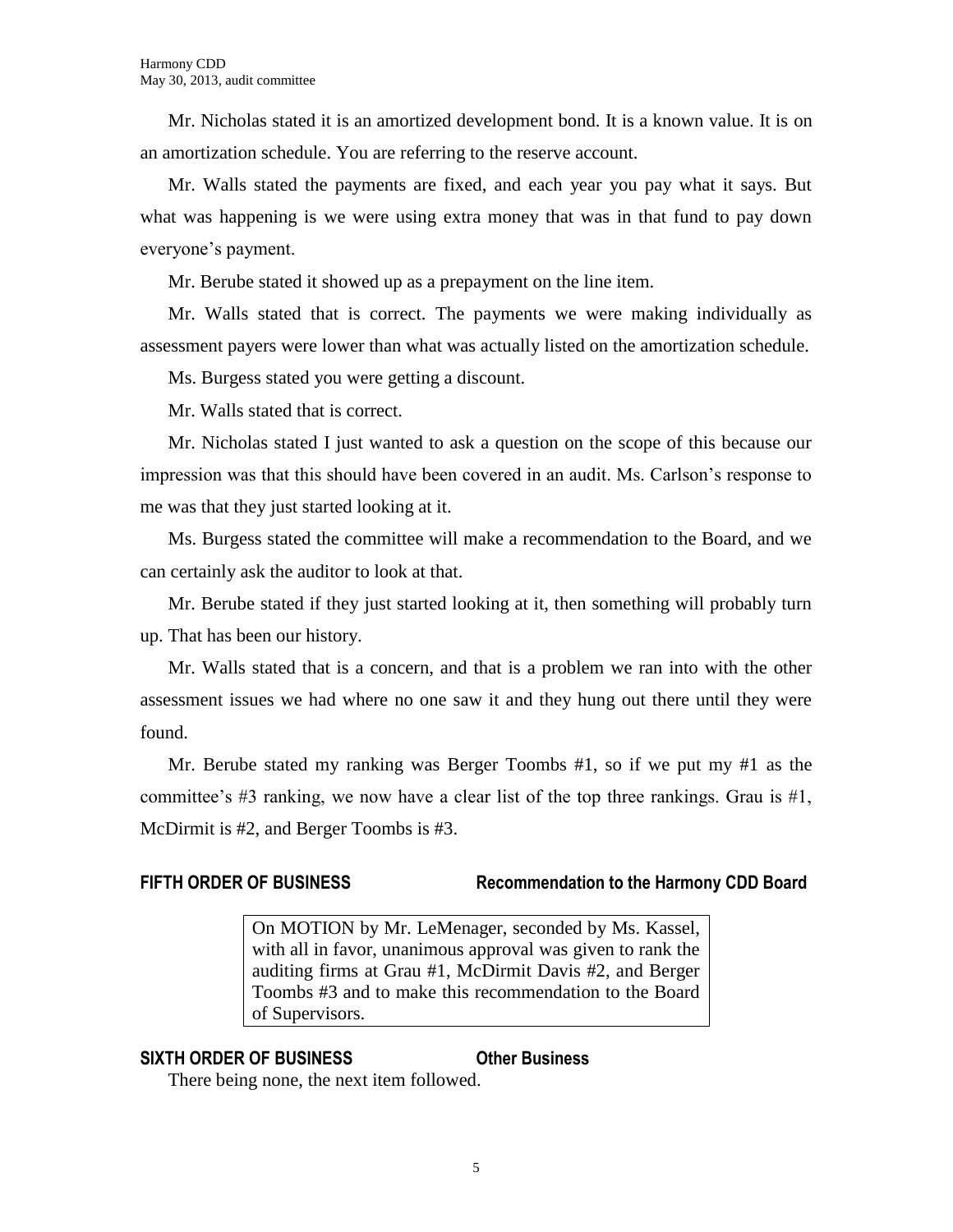Mr. Nicholas stated it is an amortized development bond. It is a known value. It is on an amortization schedule. You are referring to the reserve account.

Mr. Walls stated the payments are fixed, and each year you pay what it says. But what was happening is we were using extra money that was in that fund to pay down everyone's payment.

Mr. Berube stated it showed up as a prepayment on the line item.

Mr. Walls stated that is correct. The payments we were making individually as assessment payers were lower than what was actually listed on the amortization schedule.

Ms. Burgess stated you were getting a discount.

Mr. Walls stated that is correct.

Mr. Nicholas stated I just wanted to ask a question on the scope of this because our impression was that this should have been covered in an audit. Ms. Carlson's response to me was that they just started looking at it.

Ms. Burgess stated the committee will make a recommendation to the Board, and we can certainly ask the auditor to look at that.

Mr. Berube stated if they just started looking at it, then something will probably turn up. That has been our history.

Mr. Walls stated that is a concern, and that is a problem we ran into with the other assessment issues we had where no one saw it and they hung out there until they were found.

Mr. Berube stated my ranking was Berger Toombs #1, so if we put my #1 as the committee's #3 ranking, we now have a clear list of the top three rankings. Grau is #1, McDirmit is #2, and Berger Toombs is #3.

## FIFTH ORDER OF BUSINESS — Recommendation to the Harmony CDD Board

On MOTION by Mr. LeMenager, seconded by Ms. Kassel, with all in favor, unanimous approval was given to rank the auditing firms at Grau #1, McDirmit Davis #2, and Berger Toombs #3 and to make this recommendation to the Board of Supervisors.

## SIXTH ORDER OF BUSINESS — Other Business

There being none, the next item followed.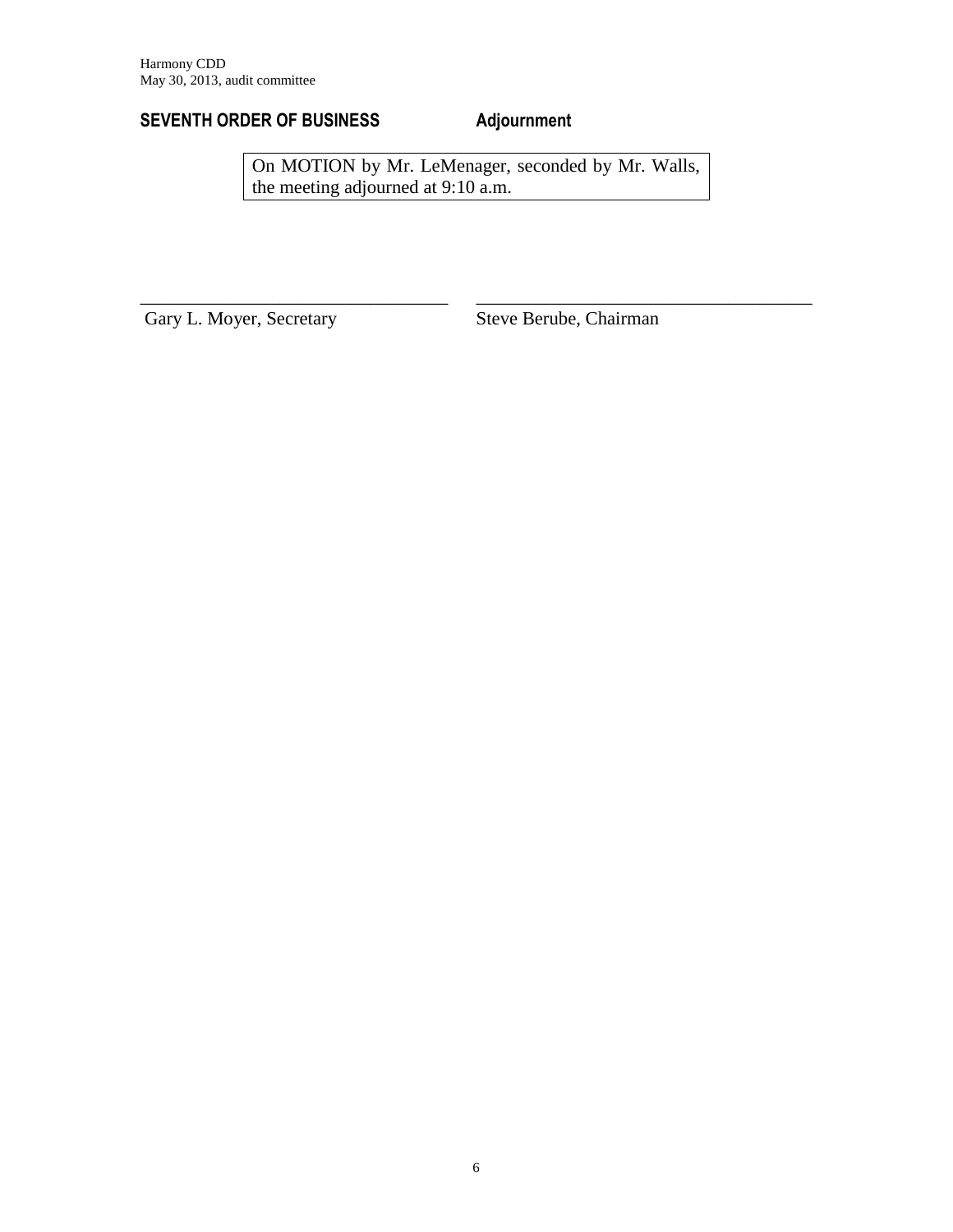## SEVENTH ORDER OF BUSINESS Adjournment

On MOTION by Mr. LeMenager, seconded by Mr. Walls, the meeting adjourned at 9:10 a.m.

\_\_\_\_\_\_\_\_\_\_\_\_\_\_\_\_\_\_\_\_\_\_\_\_\_\_\_\_\_\_\_\_\_\_ \_\_\_\_\_\_\_\_\_\_\_\_\_\_\_\_\_\_\_\_\_\_\_\_\_\_\_\_\_\_\_\_\_\_\_\_\_\_

Gary L. Moyer, Secretary Steve Berube, Chairman